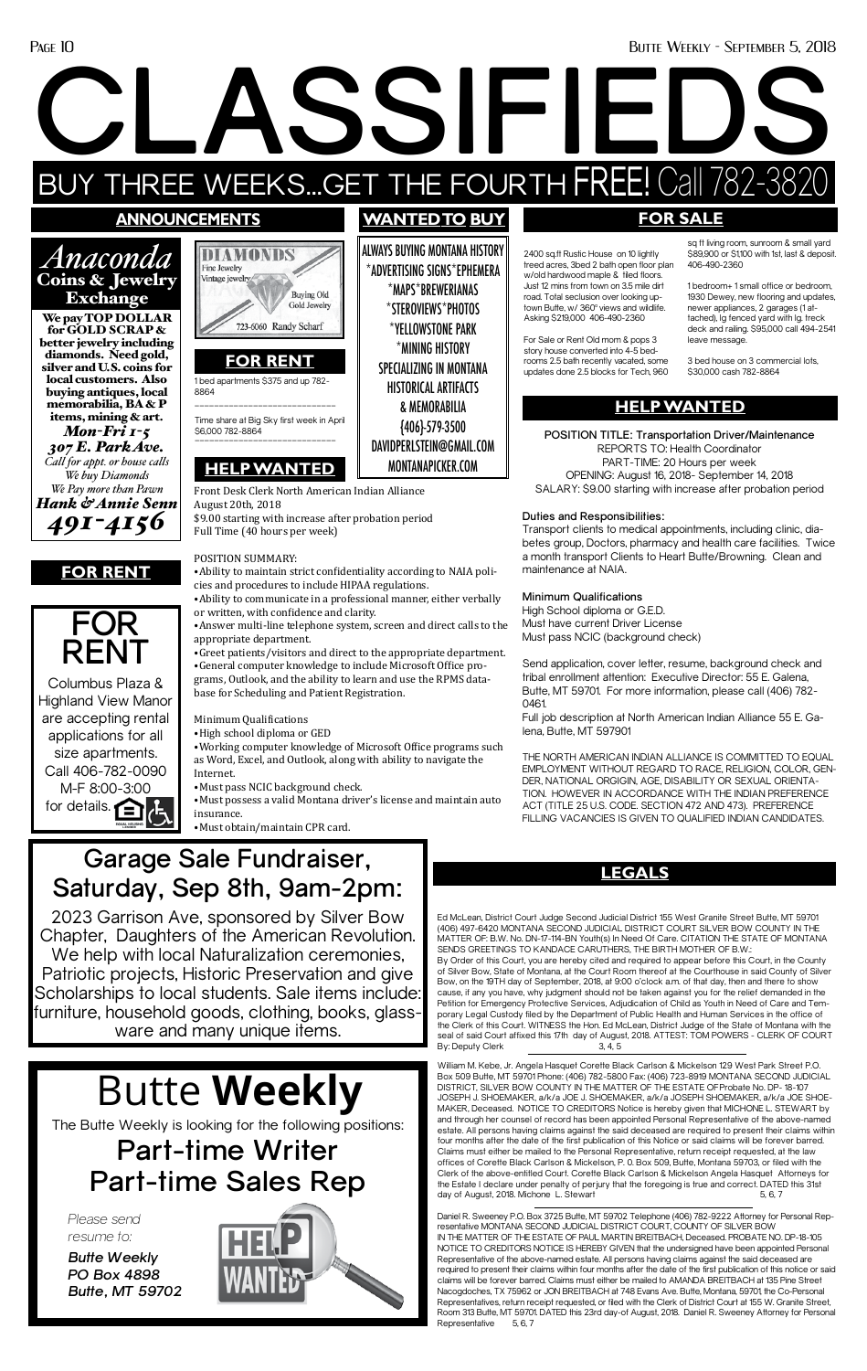# CLASSIFIEDS

## BUY THREE WEEKS...GET THE FOURTH FREE! Call 782-3820

## ANNOUNCEMENTS

*Anaconda*
**Coins & Jewelry Exchange**

**We pay TOP DOLLAR for GOLD SCRAP & better jewelry including diamonds. Need gold, silver and U.S. coins for local customers. Also buying antiques, local memorabilia, BA & P items, mining & art.**

*Mon-Fri 1-5*
*307 E. Park Ave.*
*Call for appt. or house calls*
*We buy Diamonds*
*We Pay more than Pawn*
*Hank & Annie Senn*
*491-4156*

DIAMONDS
Fine Jewelry
Vintage jewelry
Buying Old Gold Jewelry
723-6060 Randy Scharf

## FOR RENT

1 bed apartments $375 and up 782-8864

Time share at Big Sky first week in April $6,000 782-8864

## FOR RENT

FOR RENT

Columbus Plaza & Highland View Manor are accepting rental applications for all size apartments. Call 406-782-0090 M-F 8:00-3:00 for details.

## WANTED TO BUY

ALWAYS BUYING MONTANA HISTORY
*ADVERTISING SIGNS*EPHEMERA
*MAPS*BREWERIANAS
*STEROVIEWS*PHOTOS
*YELLOWSTONE PARK
*MINING HISTORY
SPECIALIZING IN MONTANA HISTORICAL ARTIFACTS & MEMORABILIA
(406)-579-3500
DAVIDPERLSTEIN@GMAIL.COM
MONTANAPICKER.COM

## HELP WANTED

Front Desk Clerk North American Indian Alliance
August 20th, 2018
$9.00 starting with increase after probation period
Full Time (40 hours per week)

POSITION SUMMARY:

- Ability to maintain strict confidentiality according to NAIA policies and procedures to include HIPAA regulations.
- Ability to communicate in a professional manner, either verbally or written, with confidence and clarity.
- Answer multi-line telephone system, screen and direct calls to the appropriate department.
- Greet patients/visitors and direct to the appropriate department.
- General computer knowledge to include Microsoft Office programs, Outlook, and the ability to learn and use the RPMS database for Scheduling and Patient Registration.

Minimum Qualifications

- High school diploma or GED
- Working computer knowledge of Microsoft Office programs such as Word, Excel, and Outlook, along with ability to navigate the Internet.
- Must pass NCIC background check.
- Must possess a valid Montana driver's license and maintain auto insurance.
- Must obtain/maintain CPR card.

## FOR SALE

2400 sq.ft Rustic House on 10 lightly treed acres, 3bed 2 bath open floor plan w/old hardwood maple & tiled floors. Just 12 mins from town on 3.5 mile dirt road. Total seclusion over looking uptown Butte, w/ 360° views and wildlife. Asking $219,000 406-490-2360

For Sale or Rent Old mom & pops 3 story house converted into 4-5 bedrooms 2.5 bath recently vacated, some updates done 2.5 blocks for Tech, 960 sq ft living room, sunroom & small yard $89,900 or $1,100 with 1st, last & deposit. 406-490-2360

1 bedroom+ 1 small office or bedroom, 1930 Dewey, new flooring and updates, newer appliances, 2 garages (1 attached), lg fenced yard with lg. treck deck and railing. $95,000 call 494-2541 leave message.

3 bed house on 3 commercial lots, $30,000 cash 782-8864

## HELP WANTED

POSITION TITLE: Transportation Driver/Maintenance
REPORTS TO: Health Coordinator
PART-TIME: 20 Hours per week
OPENING: August 16, 2018- September 14, 2018
SALARY: $9.00 starting with increase after probation period

**Duties and Responsibilities:**
Transport clients to medical appointments, including clinic, diabetes group, Doctors, pharmacy and health care facilities. Twice a month transport Clients to Heart Butte/Browning. Clean and maintenance at NAIA.

**Minimum Qualifications**
High School diploma or G.E.D.
Must have current Driver License
Must pass NCIC (background check)

Send application, cover letter, resume, background check and tribal enrollment attention: Executive Director: 55 E. Galena, Butte, MT 59701. For more information, please call (406) 782-0461.
Full job description at North American Indian Alliance 55 E. Galena, Butte, MT 597901

THE NORTH AMERICAN INDIAN ALLIANCE IS COMMITTED TO EQUAL EMPLOYMENT WITHOUT REGARD TO RACE, RELIGION, COLOR, GENDER, NATIONAL ORGIGIN, AGE, DISABILITY OR SEXUAL ORIENTATION. HOWEVER IN ACCORDANCE WITH THE INDIAN PREFERENCE ACT (TITLE 25 U.S. CODE. SECTION 472 AND 473). PREFERENCE FILLING VACANCIES IS GIVEN TO QUALIFIED INDIAN CANDIDATES.

## Garage Sale Fundraiser, Saturday, Sep 8th, 9am-2pm:

2023 Garrison Ave, sponsored by Silver Bow Chapter, Daughters of the American Revolution. We help with local Naturalization ceremonies, Patriotic projects, Historic Preservation and give Scholarships to local students. Sale items include: furniture, household goods, clothing, books, glassware and many unique items.

## Butte **Weekly**

The Butte Weekly is looking for the following positions:

### Part-time Writer
### Part-time Sales Rep

*Please send resume to:*

*Butte Weekly*
*PO Box 4898*
*Butte, MT 59702*

## LEGALS

Ed McLean, District Court Judge Second Judicial District 155 West Granite Street Butte, MT 59701 (406) 497-6420 MONTANA SECOND JUDICIAL DISTRICT COURT SILVER BOW COUNTY IN THE MATTER OF: B.W. No. DN-17-114-BN Youth(s) In Need Of Care. CITATION THE STATE OF MONTANA SENDS GREETINGS TO KANDACE CARUTHERS, THE BIRTH MOTHER OF B.W.:
By Order of this Court, you are hereby cited and required to appear before this Court, in the County of Silver Bow, State of Montana, at the Court Room thereof at the Courthouse in said County of Silver Bow, on the 19TH day of September, 2018, at 9:00 o'clock a.m. of that day, then and there to show cause, if any you have, why judgment should not be taken against you for the relief demanded in the Petition for Emergency Protective Services, Adjudication of Child as Youth in Need of Care and Temporary Legal Custody filed by the Department of Public Health and Human Services in the office of the Clerk of this Court. WITNESS the Hon. Ed McLean, District Judge of the State of Montana with the seal of said Court affixed this 17th day of August, 2018. ATTEST: TOM POWERS - CLERK OF COURT By: Deputy Clerk 3, 4, 5

William M. Kebe, Jr. Angela Hasquet Corette Black Carlson & Mickelson 129 West Park Street P.O. Box 509 Butte, MT 59701 Phone: (406) 782-5800 Fax: (406) 723-8919 MONTANA SECOND JUDICIAL DISTRICT, SILVER BOW COUNTY IN THE MATTER OF THE ESTATE OF Probate No. DP- 18-107 JOSEPH J. SHOEMAKER, a/k/a JOE J. SHOEMAKER, a/k/a JOSEPH SHOEMAKER, a/k/a JOE SHOEMAKER, Deceased. NOTICE TO CREDITORS Notice is hereby given that MICHONE L. STEWART by and through her counsel of record has been appointed Personal Representative of the above-named estate. All persons having claims against the said deceased are required to present their claims within four months after the date of the first publication of this Notice or said claims will be forever barred. Claims must either be mailed to the Personal Representative, return receipt requested, at the law offices of Corette Black Carlson & Mickelson, P. 0. Box 509, Butte, Montana 59703, or filed with the Clerk of the above-entitled Court. Corette Black Carlson & Mickelson Angela Hasquet Attorneys for the Estate I declare under penalty of perjury that the foregoing is true and correct. DATED this 31st day of August, 2018. Michone L. Stewart 5, 6, 7

Daniel R. Sweeney P.O. Box 3725 Butte, MT 59702 Telephone (406) 782-9222 Attorney for Personal Representative MONTANA SECOND JUDICIAL DISTRICT COURT, COUNTY OF SILVER BOW
IN THE MATTER OF THE ESTATE OF PAUL MARTIN BREITBACH, Deceased. PROBATE NO. DP-18-105
NOTICE TO CREDITORS NOTICE IS HEREBY GIVEN that the undersigned have been appointed Personal Representative of the above-named estate. All persons having claims against the said deceased are required to present their claims within four months after the date of the first publication of this notice or said claims will be forever barred. Claims must either be mailed to AMANDA BREITBACH at 135 Pine Street Nacogdoches, TX 75962 or JON BREITBACH at 748 Evans Ave. Butte, Montana, 59701, the Co-Personal Representatives, return receipt requested, or filed with the Clerk of District Court at 155 W. Granite Street, Room 313 Butte, MT 59701. DATED this 23rd day-of August, 2018. Daniel R. Sweeney Attorney for Personal Representative 5, 6, 7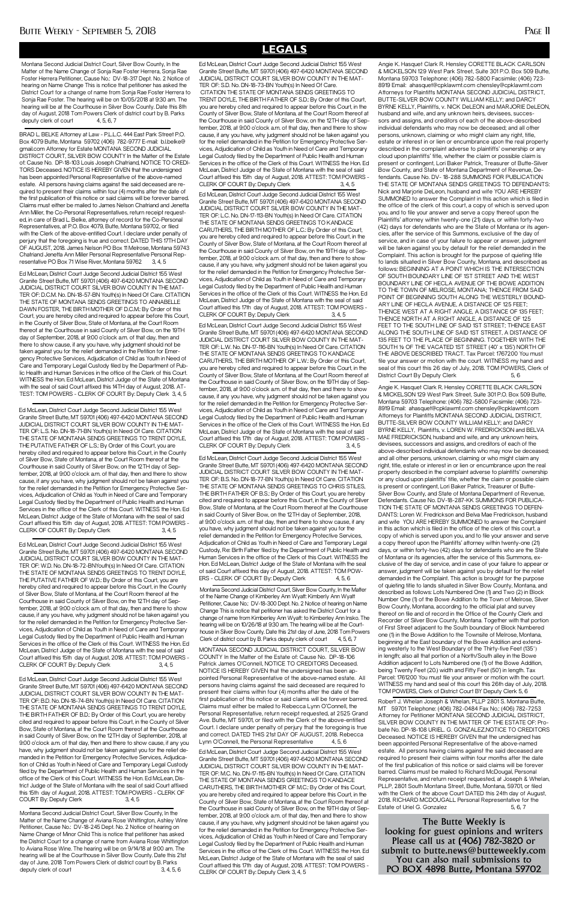# LEGALS

Montana Second Judicial District Court, Silver Bow County, In the Matter of the Name Change of Sonja Rae Foster Herrera, Sonja Rae Foster Herrera Petitioner, Cause No.: DV-18-317 Dept. No. 2 Notice of hearing on Name Change This is notice that petitioner has asked the District Court for a change of name from Sonja Rae Foster Herrera to Sonja Rae Foster. The hearing will be on 10/05/2018 at 9:30 am. The hearing will be at the Courthouse in Silver Bow County. Date this 8th day of August, 2018 Tom Powers Clerk of district court by B. Parks deputy clerk of court 4, 5, 6, 7

BRAD L. BELKE Attorney at Law - P.L.L.C. 444 East Park Street P.O. Box 4079 Butte, Montana 59702 (406) 782-9777 E-mail: b.l.belke@gmail.com Attorney for Estate MONTANA SECOND JUDICIAL DISTRICT COURT, SILVER BOW COUNTY In the Matter of the Estate of: Cause No. DP-18-103 Louis Joseph Chatriand, NOTICE TO CREDITORS Deceased. NOTICE IS HEREBY GIVEN that the undersigned has been appointed Personal Representative of the above-named estate. All persons having claims against the said deceased are required to present their claims within four (4) months after the date of the first publication of this notice or said claims will be forever barred. Claims must either be mailed to James Nelson Chatriand and Jenetta Ann Miller, the Co-Personal Representatives, return receipt requested, in care of Brad L. Belke, attorney of record for the Co-Personal Representatives, at P.O. Box 4079, Butte, Montana 59702, or filed with the Clerk of the above-entitled Court. I declare under penalty of perjury that the foregoing is true and correct. DATED THIS 17TH DAY OF AUGUST, 2018. James Nelson PO Box 11 Melrose, Montana 59743 Chatriand Jenetta Ann Miller Personal Representative Personal Representative PO Box 71 Wise River, Montana 59762 3, 4, 5

Ed McLean, District Court Judge Second Judicial District 155 West Granite Street Butte, MT 59701 (406) 497-6420 MONTANA SECOND JUDICIAL DISTRICT COURT SILVER BOW COUNTY IN THE MATTER OF: D.C.M. No. DN-18-57-BN Youth(s) In Need Of Care. CITATION THE STATE OF MONTANA SENDS GREETINGS TO ANNABELLE DAWN FOSTER, THE BIRTH MOTHER OF D.C.M.: By Order of this Court, you are hereby cited and required to appear before this Court, in the County of Silver Bow, State of Montana, at the Court Room thereof at the Courthouse in said County of Silver Bow, on the 19TH day of September, 2018, at 9:00 o'clock a.m. of that day, then and there to show cause, if any you have, why judgment should not be taken against you for the relief demanded in the Petition for Emergency Protective Services, Adjudication of Child as Youth in Need of Care and Temporary Legal Custody filed by the Department of Public Health and Human Services in the office of the Clerk of this Court. WITNESS the Hon. Ed McLean, District Judge of the State of Montana with the seal of said Court affixed this 14TH day of August, 2018. ATTEST: TOM POWERS - CLERK OF COURT By: Deputy Clerk 3, 4, 5

Ed McLean, District Court Judge Second Judicial District 155 West Granite Street Butte, MT 59701 (406) 497-6420 MONTANA SECOND JUDICIAL DISTRICT COURT SILVER BOW COUNTY IN THE MATTER OF: L.S. No. DN-18-71-BN Youth(s) In Need Of Care. CITATION THE STATE OF MONTANA SENDS GREETINGS TO TRENT DOYLE, THE PUTATIVE FATHER OF L.S.: By Order of this Court, you are hereby cited and required to appear before this Court, in the County of Silver Bow, State of Montana, at the Court Room thereof at the Courthouse in said County of Silver Bow, on the 12th day of September, 2018, at 9:00 o'clock a.m. of that day, then and there to show cause, if any you have, why judgment should not be taken against you for the relief demanded in the Petition for Emergency Protective Services, Adjudication of Child as Youth in Need of Care and Temporary Legal Custody filed by the Department of Public Health and Human Services in the office of the Clerk of this Court. WITNESS the Hon. Ed McLean, District Judge of the State of Montana with the seal of said Court affixed this 15th day of August, 2018. ATTEST: TOM POWERS - CLERK OF COURT By: Deputy Clerk 3, 4, 5

Ed McLean, District Court Judge Second Judicial District 155 West Granite Street Butte, MT 59701 (406) 497-6420 MONTANA SECOND JUDICIAL DISTRICT COURT SILVER BOW COUNTY IN THE MATTER OF: W.D. No. DN-18-72-BNYouth(s) In Need Of Care. CITATION THE STATE OF MONTANA SENDS GREETINGS TO TRENT DOYLE, THE PUTATIVE FATHER OF W.D.: By Order of this Court, you are hereby cited and required to appear before this Court, in the County of Silver Bow, State of Montana, at the Court Room thereof at the Courthouse in said County of Silver Bow, on the 12th day of September, 2018, at 9:00 o'clock a.m. of that day, then and there to show cause, if any you have, why judgment should not be taken against you for the relief demanded in the Petition for Emergency Protective Services, Adjudication of Child as Youth in Need of Care and Temporary Legal Custody filed by the Department of Public Health and Human Services in the office of the Clerk of this Court. WITNESS the Hon. Ed McLean, District Judge of the State of Montana with the seal of said Court affixed this 15th day of August, 2018. ATTEST: TOM POWERS - CLERK OF COURT By: Deputy Clerk 3, 4, 5

Ed McLean, District Court Judge Second Judicial District 155 West Granite Street Butte, MT 59701 (406) 497-6420 MONTANA SECOND JUDICIAL DISTRICT COURT SILVER BOW COUNTY IN THE MATTER OF: B.D. No. DN-18-74-BN Youth(s) In Need Of Care. CITATION THE STATE OF MONTANA SENDS GREETINGS TO TRENT DOYLE, THE BIRTH FATHER OF B.D.: By Order of this Court, you are hereby cited and required to appear before this Court, in the County of Silver Bow, State of Montana, at the Court Room thereof at the Courthouse in said County of Silver Bow, on the 12th day of September, 2018, at 9:00 o'clock a.m. of that day, then and there to show cause, if any you have, why judgment should not be taken against you for the relief demanded in the Petition for Emergency Protective Services, Adjudication of Child as Youth in Need of Care and Temporary Legal Custody filed by the Department of Public Health and Human Services in the office of the Clerk of this Court. WITNESS the Hon. Ed McLean, District Judge of the State of Montana with the seal of said Court affixed this 15th day of August, 2018. ATTEST: TOM POWERS - CLERK OF COURT By: Deputy Clerk 3, 4, 5

Montana Second Judicial District Court, Silver Bow County, In the Matter of the Name Change of Aviana Rose Whittington, Ashley Wine Petitioner, Cause No.: DV-18-245 Dept. No. 2 Notice of hearing on Name Change of Minor Child This is notice that petitioner has asked the District Court for a change of name from Aviana Rose Whittington to Aviana Rose Wine. The hearing will be on 9/14/18 at 9:00 am. The hearing will be at the Courthouse in Silver Bow County. Date this 21st day of June, 2018 Tom Powers Clerk of district court by B. Parks deputy clerk of court 3, 4, 5, 6

Ed McLean, District Court Judge Second Judicial District 155 West Granite Street Butte, MT 59701 (406) 497-6420 MONTANA SECOND JUDICIAL DISTRICT COURT SILVER BOW COUNTY IN THE MATTER OF: S.D. No. DN-18-73-BN Youth(s) In Need Of Care. CITATION THE STATE OF MONTANA SENDS GREETINGS TO TRENT DOYLE, THE BIRTH FATHER OF S.D.: By Order of this Court, you are hereby cited and required to appear before this Court, in the County of Silver Bow, State of Montana, at the Court Room thereof at the Courthouse in said County of Silver Bow, on the 12TH day of September, 2018, at 9:00 o'clock a.m. of that day, then and there to show cause, if any you have, why judgment should not be taken against you for the relief demanded in the Petition for Emergency Protective Services, Adjudication of Child as Youth in Need of Care and Temporary Legal Custody filed by the Department of Public Health and Human Services in the office of the Clerk of this Court. WITNESS the Hon. Ed McLean, District Judge of the State of Montana with the seal of said Court affixed this 15th day of August, 2018. ATTEST: TOM POWERS - CLERK OF COURT By: Deputy Clerk 3, 4, 5

Ed McLean, District Court Judge Second Judicial District 155 West Granite Street Butte, MT 59701 (406) 497-6420 MONTANA SECOND JUDICIAL DISTRICT COURT SILVER BOW COUNTY IN THE MATTER OF: L.C. No. DN-17-113-BN Youth(s) In Need Of Care. CITATION THE STATE OF MONTANA SENDS GREETINGS TO KANDACE CARUTHERS, THE BIRTH MOTHER OF L.C.: By Order of this Court, you are hereby cited and required to appear before this Court, in the County of Silver Bow, State of Montana, at the Court Room thereof at the Courthouse in said County of Silver Bow, on the 19TH day of September, 2018, at 9:00 o'clock a.m. of that day, then and there to show cause, if any you have, why judgment should not be taken against you for the relief demanded in the Petition for Emergency Protective Services, Adjudication of Child as Youth in Need of Care and Temporary Legal Custody filed by the Department of Public Health and Human Services in the office of the Clerk of this Court. WITNESS the Hon. Ed McLean, District Judge of the State of Montana with the seal of said Court affixed this 17th day of August, 2018. ATTEST: TOM POWERS - CLERK OF COURT By: Deputy Clerk 3, 4, 5

Ed McLean, District Court Judge Second Judicial District 155 West Granite Street Butte, MT 59701 (406) 497-6420 MONTANA SECOND JUDICIAL DISTRICT COURT SILVER BOW COUNTY IN THE MATTER OF: L.W. No. DN-17-116-BN Youth(s) In Need Of Care. CITATION THE STATE OF MONTANA SENDS GREETINGS TO KANDACE CARUTHERS, THE BIRTH MOTHER OF L.W.: By Order of this Court, you are hereby cited and required to appear before this Court, in the County of Silver Bow, State of Montana, at the Court Room thereof at the Courthouse in said County of Silver Bow, on the 19TH day of September, 2018, at 9:00 o'clock a.m. of that day, then and there to show cause, if any you have, why judgment should not be taken against you for the relief demanded in the Petition for Emergency Protective Services, Adjudication of Child as Youth in Need of Care and Temporary Legal Custody filed by the Department of Public Health and Human Services in the office of the Clerk of this Court. WITNESS the Hon. Ed McLean, District Judge of the State of Montana with the seal of said Court affixed this 17th day of August, 2018. ATTEST: TOM POWERS - CLERK OF COURT By: Deputy Clerk 3, 4, 5

Ed McLean, District Court Judge Second Judicial District 155 West Granite Street Butte, MT 59701 (406) 497-6420 MONTANA SECOND JUDICIAL DISTRICT COURT SILVER BOW COUNTY IN THE MATTER OF: B.S. No. DN-18-77-BN Youth(s) In Need Of Care. CITATION THE STATE OF MONTANA SENDS GREETINGS TO CHRIS STILES, THE BIRTH FATHER OF B.S.: By Order of this Court, you are hereby cited and required to appear before this Court, in the County of Silver Bow, State of Montana, at the Court Room thereof at the Courthouse in said County of Silver Bow, on the 12TH day of September, 2018, at 9:00 o'clock a.m. of that day, then and there to show cause, if any you have, why judgment should not be taken against you for the relief demanded in the Petition for Emergency Protective Services, Adjudication of Child as Youth in Need of Care and Temporary Legal Custody, Re: Birth Father filed by the Department of Public Health and Human Services in the office of the Clerk of this Court. WITNESS the Hon. Ed McLean, District Judge of the State of Montana with the seal of said Court affixed this day of August, 2018. ATTEST: TOM POWERS - CLERK OF COURT By: Deputy Clerk 4, 5, 6

Montana Second Judicial District Court, Silver Bow County, In the Matter of the Name Change of Kimberley Ann Wyatt: Kimberly Ann Wyatt Petitioner, Cause No.: DV-18-300 Dept. No. 2 Notice of hearing on Name Change This is notice that petitioner has asked the District Court for a change of name from Kimberley Ann Wyatt: to Kimberley Ann Insko. The hearing will be on 10/26/18 at 9:30 am. The hearing will be at the Courthouse in Silver Bow County. Date this 21st day of June, 2018 Tom Powers Clerk of district court by B. Parks deputy clerk of court 4, 5, 6, 7

MONTANA SECOND JUDICIAL DISTRICT COURT, SILVER BOW COUNTY In the Matter of the Estate of: Cause No. DP-18-106 Patrick James O'Connell, NOTICE TO CREDITORS Deceased. NOTICE IS HEREBY GIVEN that the undersigned has been appointed Personal Representative of the above-named estate. All persons having claims against the said deceased are required to present their claims within four (4) months after the date of the first publication of this notice or said claims will be forever barred. Claims must either be mailed to Rebecca Lynn O'Connell, the Personal Representative, return receipt requested, at 2525 Grand Ave. Butte, MT 59701, or filed with the Clerk of the above-entitled Court. I declare under penalty of perjury that the foregoing is true and correct. DATED THIS 21ST DAY OF AUGUST, 2018. Rebecca Lynn O'Connell, the Personal Representative 4, 5, 6

Ed McLean, District Court Judge Second Judicial District 155 West Granite Street Butte, MT 59701 (406) 497-6420 MONTANA SECOND JUDICIAL DISTRICT COURT SILVER BOW COUNTY IN THE MATTER OF: M.C. No. DN-17-115-BN Youth(s) In Need Of Care. CITATION THE STATE OF MONTANA SENDS GREETINGS TO KANDACE CARUTHERS, THE BIRTH MOTHER OF M.C.: By Order of this Court, you are hereby cited and required to appear before this Court, in the County of Silver Bow, State of Montana, at the Court Room thereof at the Courthouse in said County of Silver Bow, on the 19TH day of September, 2018, at 9:00 o'clock a.m. of that day, then and there to show cause, if any you have, why judgment should not be taken against you for the relief demanded in the Petition for Emergency Protective Services, Adjudication of Child as Youth in Need of Care and Temporary Legal Custody filed by the Department of Public Health and Human Services in the office of the Clerk of this Court. WITNESS the Hon. Ed McLean, District Judge of the State of Montana with the seal of said Court affixed this 17th day of August, 2018. ATTEST: TOM POWERS - CLERK OF COURT By: Deputy Clerk 3, 4, 5

Angie K. Hasquet Clark R. Hensley CORETTE BLACK CARLSON & MICKELSON 129 West Park Street, Suite 301 P.O. Box 509 Butte, Montana 59703 Telephone: (406) 782-5800 Facsimile: (406) 723-8919 Email: ahasquet@cpklawmt.com chensley@cpklawmt.com Attorneys for Plaintiffs MONTANA SECOND JUDICIAL DISTRICT, BUTTE-SILVER BOW COUNTY WILLIAM KELLY; and DARCY BYRNE KELLY, Plaintiffs, v. NICK DeLEON and MARJORIE DeLEON, husband and wife, and any unknown heirs, devisees, successors and assigns, and creditors of each of the above-described individual defendants who may now be deceased; and all other persons, unknown, claiming or who might claim any right, title, estate or interest in or lien or encumbrance upon the real property described in the complaint adverse to plaintiffs' ownership or any cloud upon plaintiffs' title, whether the claim or possible claim is present or contingent, Lori Baker Patrick, Treasurer of Butte-Silver Bow County, and State of Montana Department of Revenue, Defendants. Cause No. DV- 18-288 SUMMONS FOR PUBLICATION THE STATE OF MONTANA SENDS GREETINGS TO DEFENDANTS: Nick and Marjorie DeLeon, husband and wife YOU ARE HEREBY SUMMONED to answer the Complaint in this action which is filed in the office of the clerk of this court, a copy of which is served upon you, and to file your answer and serve a copy thereof upon the Plaintiffs' attorney within twenty-one (21) days, or within forty-two (42) days for defendants who are the State of Montana or its agencies, after the service of this Summons, exclusive of the day of service, and in case of your failure to appear or answer, judgment will be taken against you by default for the relief demanded in the Complaint. This action is brought for the purpose of quieting title to lands situated in Silver Bow County, Montana, and described as follows: BEGINNING AT A POINT WHICH IS THE INTERSECTION OF SOUTH BOUNDARY LINE OF 1ST STREET AND THE WEST BOUNDARY LINE OF HECLA AVENUE OF THE BOWE ADDITION TO THE TOWN OF MELROSE, MONTANA; THENCE FROM SAID POINT OF BEGINNING SOUTH ALONG THE WESTERLY BOUNDARY LINE OF HECLA AVENUE, A DISTANCE OF 125 FEET; THENCE WEST AT A RIGHT ANGLE, A DISTANCE OF 135 FEET; THENCE NORTH AT A RIGHT ANGLE, A DISTANCE OF 125 FEET TO THE SOUTH LINE OF SAID 1ST STREET; THENCE EAST ALONG THE SOUTH LINE OF SAID 1ST STREET, A DISTANCE OF 135 FEET TO THE PLACE OF BEGINNING. TOGETHER WITH THE SOUTH ½ OF THE VACATED 1ST STREET (40' x 135') NORTH OF THE ABOVE DESCRIBED TRACT. Tax Parcel: 1767200 You must file your answer or motion with the court. WITNESS my hand and seal of this court this 26 day of July, 2018. TOM POWERS, Clerk of District Court By Deputy Clerk 5, 6

Angie K. Hasquet Clark R. Hensley CORETTE BLACK CARLSON & MICKELSON 129 West Park Street, Suite 301 P.O. Box 509 Butte, Montana 59703 Telephone: (406) 782-5800 Facsimile: (406) 723-8919 Email: ahasquet@cpklawmt.com chensley@cpklawmt.com Attorneys for Plaintiffs MONTANA SECOND JUDICIAL DISTRICT, BUTTE-SILVER BOW COUNTY WILLIAM KELLY; and DARCY BYRNE KELLY, Plaintiffs, v. LOREN W. FREDRICKSON and BELVA MAE FREDRICKSON, husband and wife, and any unknown heirs, devisees, successors and assigns, and creditors of each of the above-described individual defendants who may now be deceased; and all other persons, unknown, claiming or who might claim any right, title, estate or interest in or lien or encumbrance upon the real property described in the complaint adverse to plaintiffs' ownership or any cloud upon plaintiffs' title, whether the claim or possible claim is present or contingent, Lori Baker Patrick, Treasurer of Butte-Silver Bow County, and State of Montana Department of Revenue, Defendants. Cause No. DV-18-287-KK SUMMONS FOR PUBLICATION THE STATE OF MONTANA SENDS GREETINGS TO DEFENDANTS: Loren W. Fredrickson and Belva Mae Fredrickson, husband and wife YOU ARE HEREBY SUMMONED to answer the Complaint in this action which is filed in the office of the clerk of this court, a copy of which is served upon you, and to file your answer and serve a copy thereof upon the Plaintiffs' attorney within twenty-one (21) days, or within forty-two (42) days for defendants who are the State of Montana or its agencies, after the service of this Summons, exclusive of the day of service, and in case of your failure to appear or answer, judgment will be taken against you by default for the relief demanded in the Complaint. This action is brought for the purpose of quieting title to lands situated in Silver Bow County, Montana, and described as follows: Lots Numbered One (1) and Two (2) in Block Number One (1) of the Bowe Addition to the Town of Melrose, Silver Bow County, Montana, according to the official plat and survey thereof on file and of record in the Office of the County Clerk and Recorder of Silver Bow County, Montana. Together with that portion of First Street adjacent to the South boundary of Block Numbered one (1) in the Bowe Addition to the Townsite of Melrose, Montana, beginning at the East boundary of the Bowe Addition and extending westerly to the West Boundary of the Thirty-five Feet (135') in length; also all that portion of a North/South alley in the Bowe Addition adjacent to Lots Numbered one (1) of the Bowe Addition, being Twenty Feet (20.) width and Fifty Feet (50') in length. Tax Parcel: 1761200 You must file your answer or motion with the court. WITNESS my hand and seal of this court this 26th day of July, 2018. TOM POWERS, Clerk of District Court BY Deputy Clerk 5, 6

Robert J. Whelan Joseph & Whelan, PLLP 2801 S. Montana Butte, MT 59701 Telephone: (406) 782-0484 Fax No.: (406) 782-7253 Attorney for Petitioner MONTANA SECOND JUDICIAL DISTRICT, SILVER BOW COUNTY IN THE MATTER OF THE ESTATE OF: Probate No. DP-18-108 URIEL G. GONZALEZ.NOTICE TO CREDITORS Deceased. NOTICE IS HEREBY GIVEN that the undersigned has been appointed Personal Representative of the above-named estate. All persons having claims against the said deceased are required to present their claims within four months after the date of the first publication of this notice or said claims will be forever barred. Claims must be mailed to Richard McDougal, Personal Representative, and return receipt requested, at Joseph & Whelan, PLLP, 2801 South Montana Street, Butte, Montana, 59701, or filed with the Clerk of the above Court DATED this 24th day of August, 2018. RICHARD MCDOUGALL Personal Representative for the Estate of Uriel G. Gonzalez 5, 6, 7

**The Butte Weekly is looking for guest opinions and writers Please call us at (406) 782-3820 or submit to butte.news@butteweekly.com You can also mail submissions to PO BOX 4898 Butte, Montana 59702**